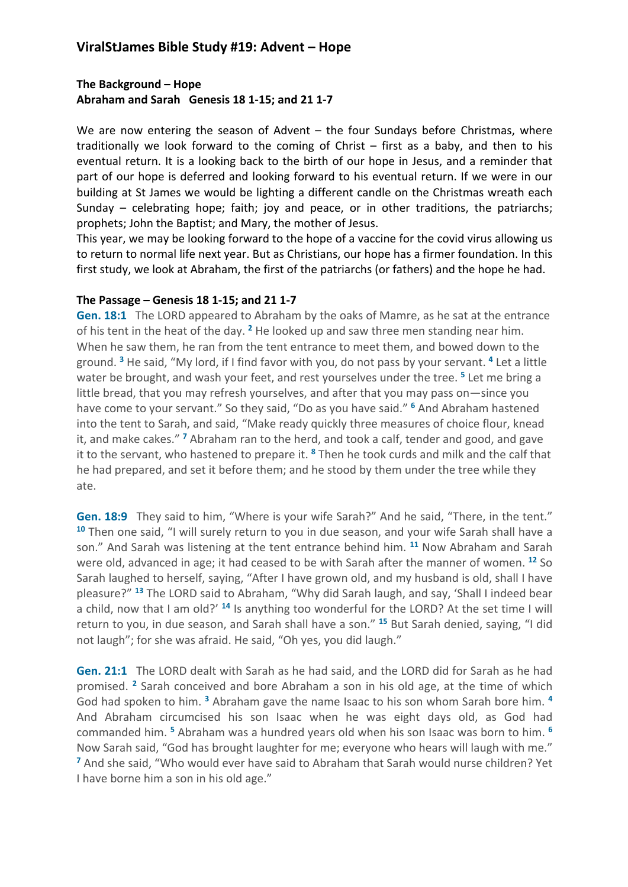## ViralStJames Bible Study #19: Advent – Hope

**The Background – Hope**
**Abraham and Sarah   Genesis 18 1-15; and 21 1-7**

We are now entering the season of Advent – the four Sundays before Christmas, where traditionally we look forward to the coming of Christ – first as a baby, and then to his eventual return. It is a looking back to the birth of our hope in Jesus, and a reminder that part of our hope is deferred and looking forward to his eventual return. If we were in our building at St James we would be lighting a different candle on the Christmas wreath each Sunday – celebrating hope; faith; joy and peace, or in other traditions, the patriarchs; prophets; John the Baptist; and Mary, the mother of Jesus.
This year, we may be looking forward to the hope of a vaccine for the covid virus allowing us to return to normal life next year. But as Christians, our hope has a firmer foundation. In this first study, we look at Abraham, the first of the patriarchs (or fathers) and the hope he had.

**The Passage – Genesis 18 1-15; and 21 1-7**

**Gen. 18:1** The LORD appeared to Abraham by the oaks of Mamre, as he sat at the entrance of his tent in the heat of the day. [2] He looked up and saw three men standing near him. When he saw them, he ran from the tent entrance to meet them, and bowed down to the ground. [3] He said, "My lord, if I find favor with you, do not pass by your servant. [4] Let a little water be brought, and wash your feet, and rest yourselves under the tree. [5] Let me bring a little bread, that you may refresh yourselves, and after that you may pass on—since you have come to your servant." So they said, "Do as you have said." [6] And Abraham hastened into the tent to Sarah, and said, "Make ready quickly three measures of choice flour, knead it, and make cakes." [7] Abraham ran to the herd, and took a calf, tender and good, and gave it to the servant, who hastened to prepare it. [8] Then he took curds and milk and the calf that he had prepared, and set it before them; and he stood by them under the tree while they ate.

**Gen. 18:9** They said to him, "Where is your wife Sarah?" And he said, "There, in the tent." [10] Then one said, "I will surely return to you in due season, and your wife Sarah shall have a son." And Sarah was listening at the tent entrance behind him. [11] Now Abraham and Sarah were old, advanced in age; it had ceased to be with Sarah after the manner of women. [12] So Sarah laughed to herself, saying, "After I have grown old, and my husband is old, shall I have pleasure?" [13] The LORD said to Abraham, "Why did Sarah laugh, and say, 'Shall I indeed bear a child, now that I am old?' [14] Is anything too wonderful for the LORD? At the set time I will return to you, in due season, and Sarah shall have a son." [15] But Sarah denied, saying, "I did not laugh"; for she was afraid. He said, "Oh yes, you did laugh."

**Gen. 21:1** The LORD dealt with Sarah as he had said, and the LORD did for Sarah as he had promised. [2] Sarah conceived and bore Abraham a son in his old age, at the time of which God had spoken to him. [3] Abraham gave the name Isaac to his son whom Sarah bore him. [4] And Abraham circumcised his son Isaac when he was eight days old, as God had commanded him. [5] Abraham was a hundred years old when his son Isaac was born to him. [6] Now Sarah said, "God has brought laughter for me; everyone who hears will laugh with me." [7] And she said, "Who would ever have said to Abraham that Sarah would nurse children? Yet I have borne him a son in his old age."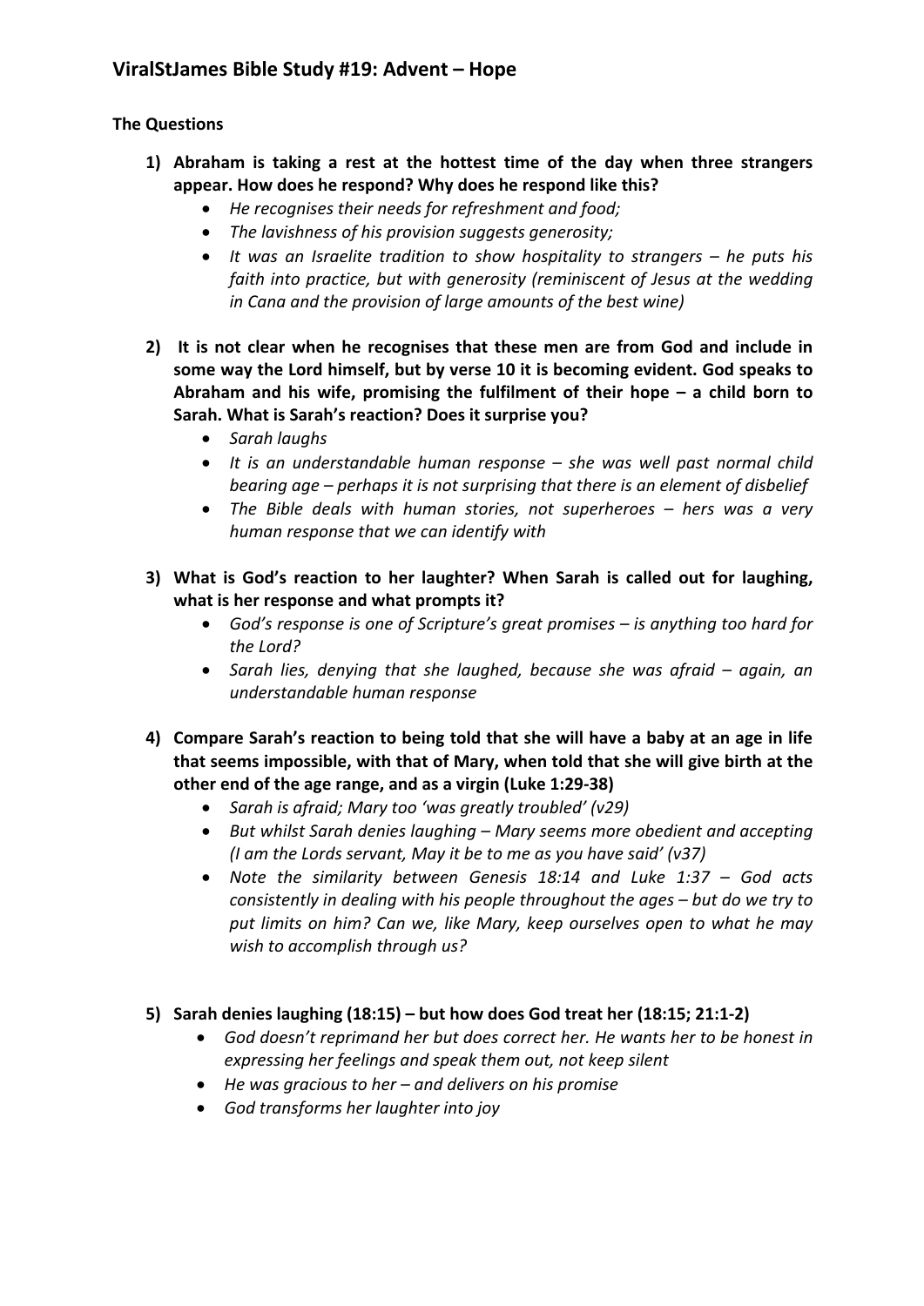## ViralStJames Bible Study #19: Advent – Hope

**The Questions**

1) **Abraham is taking a rest at the hottest time of the day when three strangers appear. How does he respond? Why does he respond like this?**
    - *He recognises their needs for refreshment and food;*
    - *The lavishness of his provision suggests generosity;*
    - *It was an Israelite tradition to show hospitality to strangers – he puts his faith into practice, but with generosity (reminiscent of Jesus at the wedding in Cana and the provision of large amounts of the best wine)*

2) **It is not clear when he recognises that these men are from God and include in some way the Lord himself, but by verse 10 it is becoming evident. God speaks to Abraham and his wife, promising the fulfilment of their hope – a child born to Sarah. What is Sarah's reaction? Does it surprise you?**
    - *Sarah laughs*
    - *It is an understandable human response – she was well past normal child bearing age – perhaps it is not surprising that there is an element of disbelief*
    - *The Bible deals with human stories, not superheroes – hers was a very human response that we can identify with*

3) **What is God's reaction to her laughter? When Sarah is called out for laughing, what is her response and what prompts it?**
    - *God's response is one of Scripture's great promises – is anything too hard for the Lord?*
    - *Sarah lies, denying that she laughed, because she was afraid – again, an understandable human response*

4) **Compare Sarah's reaction to being told that she will have a baby at an age in life that seems impossible, with that of Mary, when told that she will give birth at the other end of the age range, and as a virgin (Luke 1:29-38)**
    - *Sarah is afraid; Mary too 'was greatly troubled' (v29)*
    - *But whilst Sarah denies laughing – Mary seems more obedient and accepting (I am the Lords servant, May it be to me as you have said' (v37)*
    - *Note the similarity between Genesis 18:14 and Luke 1:37 – God acts consistently in dealing with his people throughout the ages – but do we try to put limits on him? Can we, like Mary, keep ourselves open to what he may wish to accomplish through us?*

5) **Sarah denies laughing (18:15) – but how does God treat her (18:15; 21:1-2)**
    - *God doesn't reprimand her but does correct her. He wants her to be honest in expressing her feelings and speak them out, not keep silent*
    - *He was gracious to her – and delivers on his promise*
    - *God transforms her laughter into joy*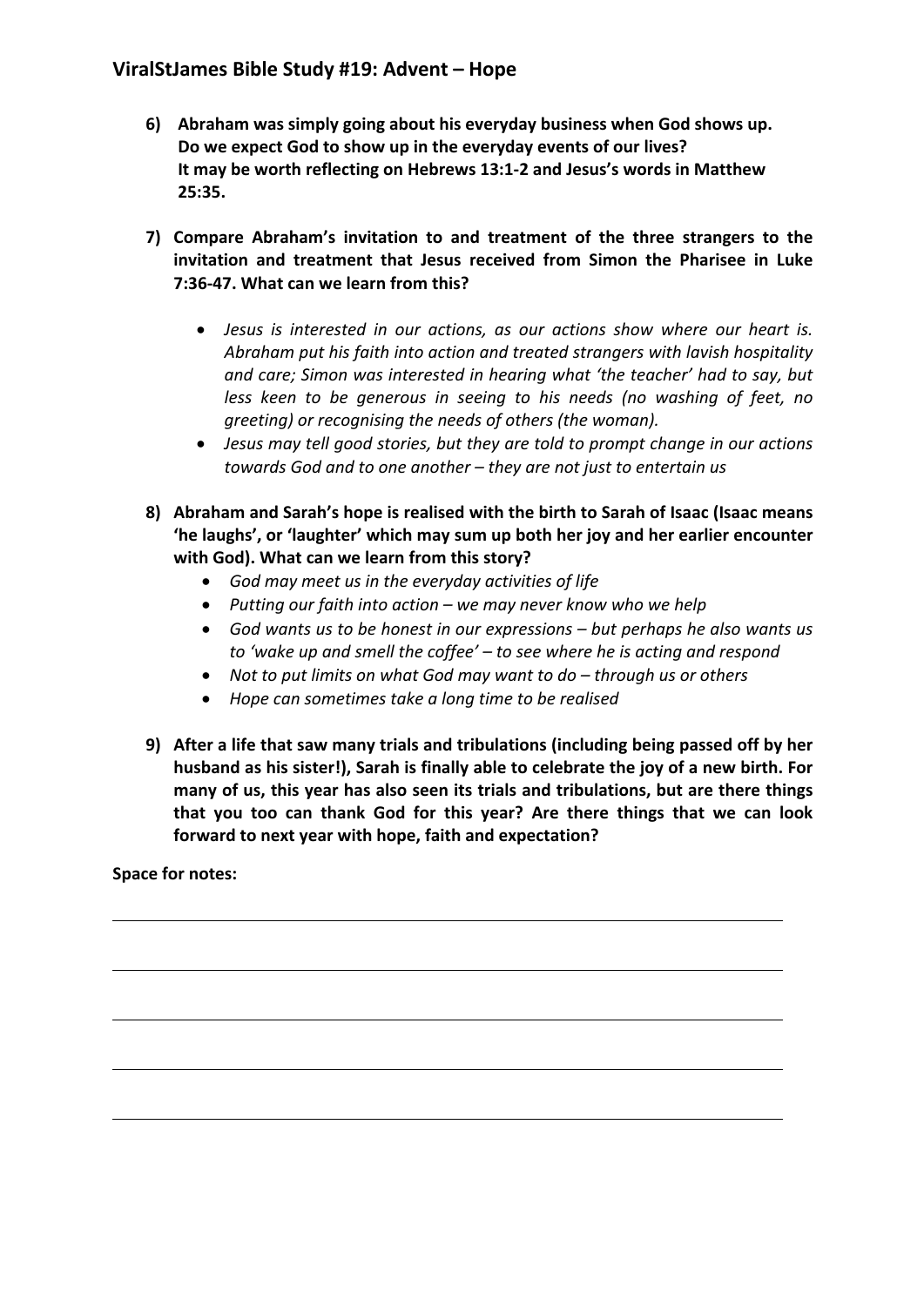6) **Abraham was simply going about his everyday business when God shows up. Do we expect God to show up in the everyday events of our lives? It may be worth reflecting on Hebrews 13:1-2 and Jesus's words in Matthew 25:35.**

7) **Compare Abraham's invitation to and treatment of the three strangers to the invitation and treatment that Jesus received from Simon the Pharisee in Luke 7:36-47. What can we learn from this?**

   - *Jesus is interested in our actions, as our actions show where our heart is. Abraham put his faith into action and treated strangers with lavish hospitality and care; Simon was interested in hearing what 'the teacher' had to say, but less keen to be generous in seeing to his needs (no washing of feet, no greeting) or recognising the needs of others (the woman).*
   - *Jesus may tell good stories, but they are told to prompt change in our actions towards God and to one another – they are not just to entertain us*

8) **Abraham and Sarah's hope is realised with the birth to Sarah of Isaac (Isaac means 'he laughs', or 'laughter' which may sum up both her joy and her earlier encounter with God). What can we learn from this story?**

   - *God may meet us in the everyday activities of life*
   - *Putting our faith into action – we may never know who we help*
   - *God wants us to be honest in our expressions – but perhaps he also wants us to 'wake up and smell the coffee' – to see where he is acting and respond*
   - *Not to put limits on what God may want to do – through us or others*
   - *Hope can sometimes take a long time to be realised*

9) **After a life that saw many trials and tribulations (including being passed off by her husband as his sister!), Sarah is finally able to celebrate the joy of a new birth. For many of us, this year has also seen its trials and tribulations, but are there things that you too can thank God for this year? Are there things that we can look forward to next year with hope, faith and expectation?**

**Space for notes:**